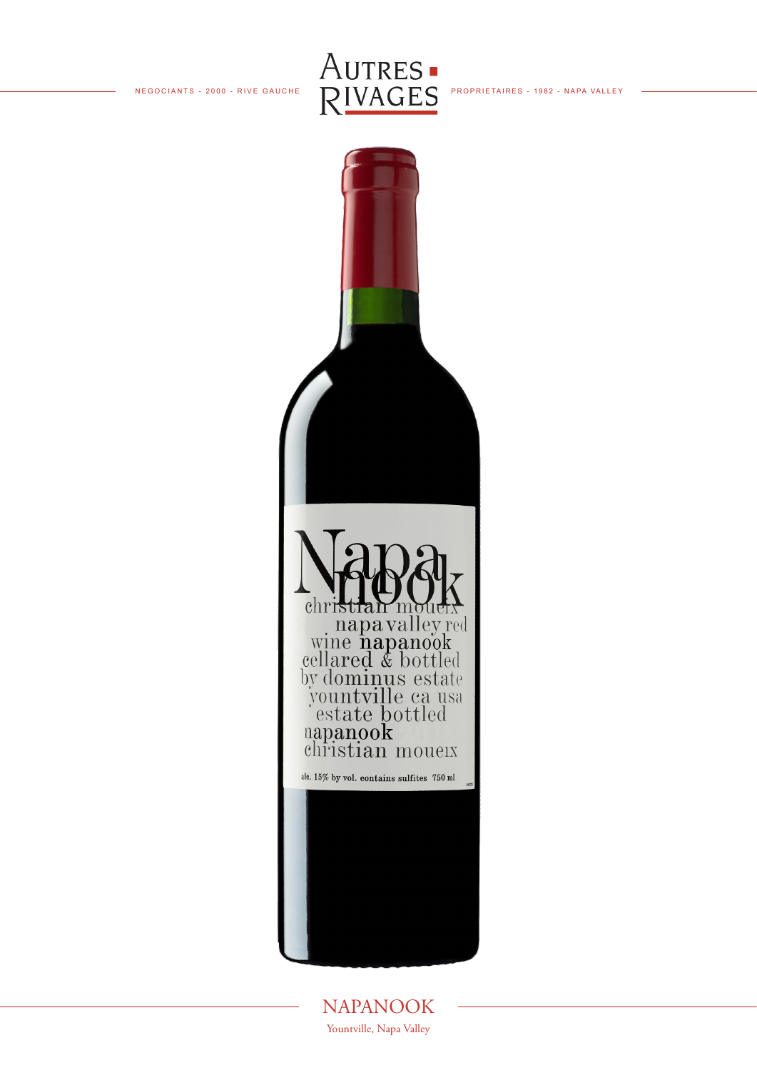NEGOCIANTS - 2000 - RIVE GAUCHE

# AUTRES RIVAGES

PROPRIETAIRES - 1982 - NAPA VALLEY

# NAPANOOK

Yountville, Napa Valley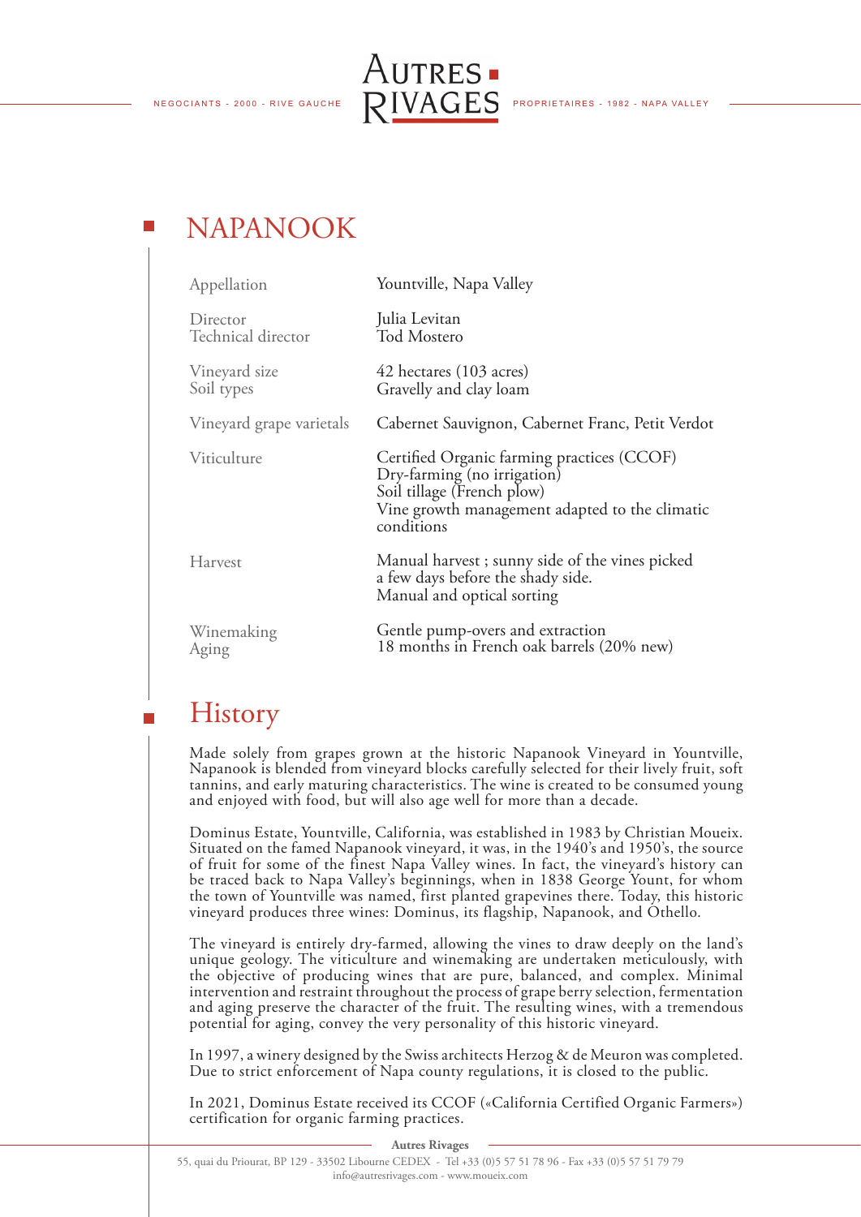# NAPANOOK

| | |
|---|---|
| Appellation | Yountville, Napa Valley |
| Director<br>Technical director | Julia Levitan<br>Tod Mostero |
| Vineyard size<br>Soil types | 42 hectares (103 acres)<br>Gravelly and clay loam |
| Vineyard grape varietals | Cabernet Sauvignon, Cabernet Franc, Petit Verdot |
| Viticulture | Certified Organic farming practices (CCOF)<br>Dry-farming (no irrigation)<br>Soil tillage (French plow)<br>Vine growth management adapted to the climatic conditions |
| Harvest | Manual harvest ; sunny side of the vines picked a few days before the shady side.<br>Manual and optical sorting |
| Winemaking<br>Aging | Gentle pump-overs and extraction<br>18 months in French oak barrels (20% new) |

## History

Made solely from grapes grown at the historic Napanook Vineyard in Yountville, Napanook is blended from vineyard blocks carefully selected for their lively fruit, soft tannins, and early maturing characteristics. The wine is created to be consumed young and enjoyed with food, but will also age well for more than a decade.

Dominus Estate, Yountville, California, was established in 1983 by Christian Moueix. Situated on the famed Napanook vineyard, it was, in the 1940's and 1950's, the source of fruit for some of the finest Napa Valley wines. In fact, the vineyard's history can be traced back to Napa Valley's beginnings, when in 1838 George Yount, for whom the town of Yountville was named, first planted grapevines there. Today, this historic vineyard produces three wines: Dominus, its flagship, Napanook, and Othello.

The vineyard is entirely dry-farmed, allowing the vines to draw deeply on the land's unique geology. The viticulture and winemaking are undertaken meticulously, with the objective of producing wines that are pure, balanced, and complex. Minimal intervention and restraint throughout the process of grape berry selection, fermentation and aging preserve the character of the fruit. The resulting wines, with a tremendous potential for aging, convey the very personality of this historic vineyard.

In 1997, a winery designed by the Swiss architects Herzog & de Meuron was completed. Due to strict enforcement of Napa county regulations, it is closed to the public.

In 2021, Dominus Estate received its CCOF («California Certified Organic Farmers») certification for organic farming practices.